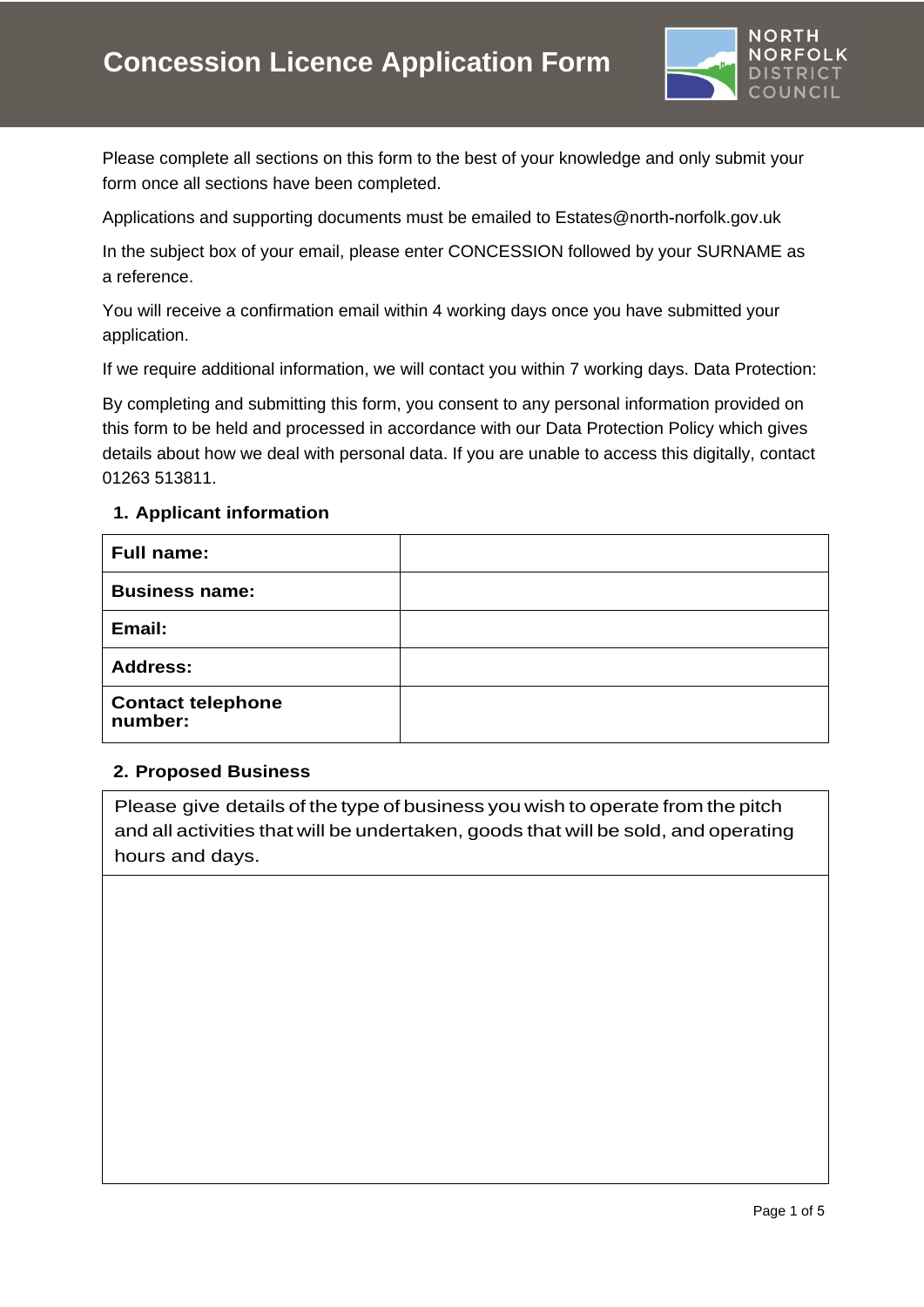# Concession Licence Application Form

Please complete all sections on this form to the best of your knowledge and only submit your form once all sections have been completed.

Applications and supporting documents must be emailed to Estates@north-norfolk.gov.uk

In the subject box of your email, please enter CONCESSION followed by your SURNAME as a reference.

You will receive a confirmation email within 4 working days once you have submitted your application.

If we require additional information, we will contact you within 7 working days. Data Protection:

By completing and submitting this form, you consent to any personal information provided on this form to be held and processed in accordance with our Data Protection Policy which gives details about how we deal with personal data. If you are unable to access this digitally, contact 01263 513811.

## 1. Applicant information

| | |
|---|---|
| **Full name:** | |
| **Business name:** | |
| **Email:** | |
| **Address:** | |
| **Contact telephone number:** | |

## 2. Proposed Business

| Please give details of the type of business you wish to operate from the pitch and all activities that will be undertaken, goods that will be sold, and operating hours and days. |
|---|
| |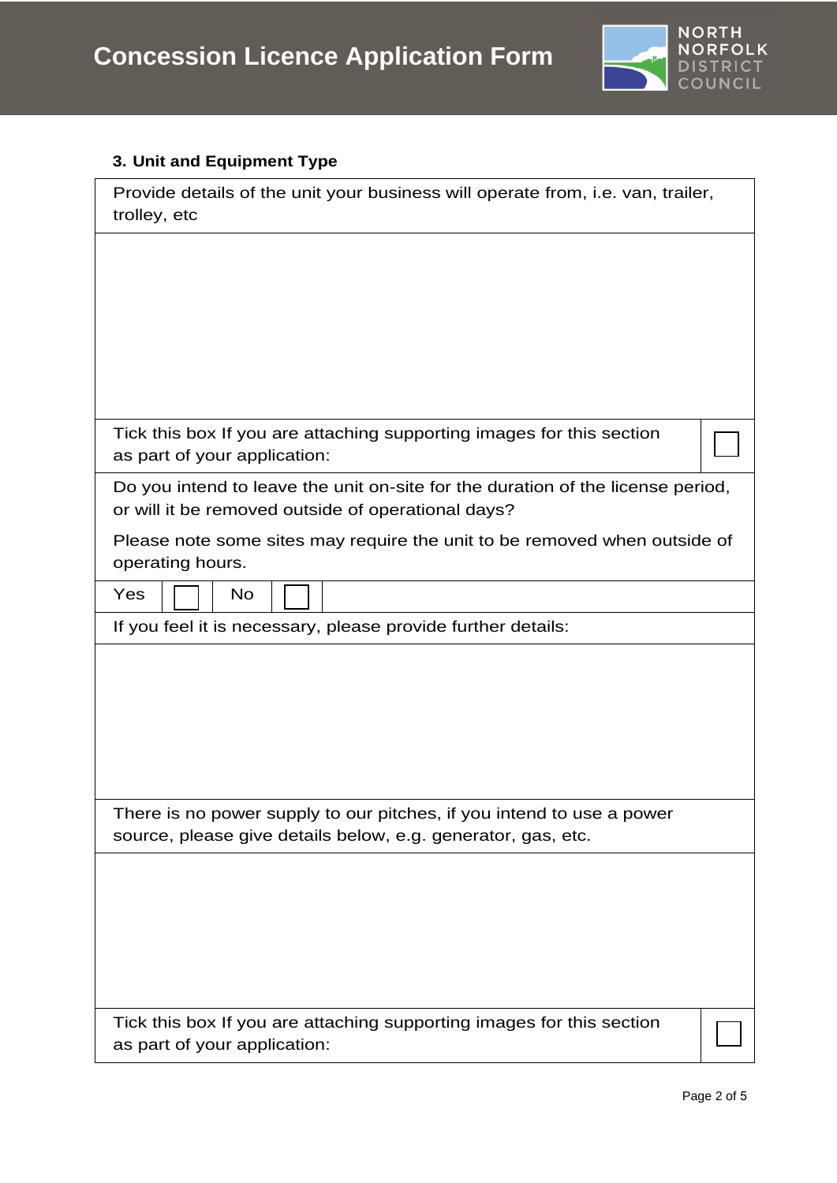# Concession Licence Application Form

### 3. Unit and Equipment Type

| Provide details of the unit your business will operate from, i.e. van, trailer, trolley, etc | |
|---|---|
| | |
| Tick this box If you are attaching supporting images for this section as part of your application: | ☐ |
| Do you intend to leave the unit on-site for the duration of the license period, or will it be removed outside of operational days?<br><br>Please note some sites may require the unit to be removed when outside of operating hours. | |
| Yes ☐ No ☐ | |
| If you feel it is necessary, please provide further details: | |
| | |
| There is no power supply to our pitches, if you intend to use a power source, please give details below, e.g. generator, gas, etc. | |
| | |
| Tick this box If you are attaching supporting images for this section as part of your application: | ☐ |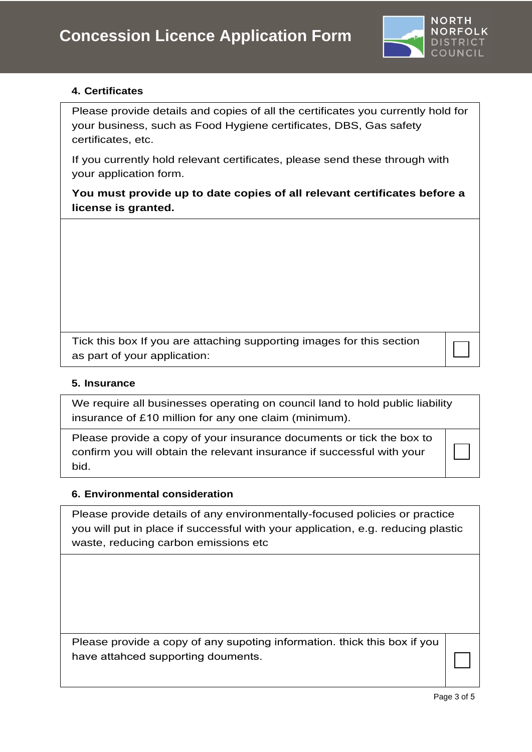#### 4. Certificates

| Please provide details and copies of all the certificates you currently hold for your business, such as Food Hygiene certificates, DBS, Gas safety certificates, etc.<br><br>If you currently hold relevant certificates, please send these through with your application form.<br><br>**You must provide up to date copies of all relevant certificates before a license is granted.** | |
|---|---|
| | |
| Tick this box If you are attaching supporting images for this section as part of your application: | ☐ |

#### 5. Insurance

| We require all businesses operating on council land to hold public liability insurance of £10 million for any one claim (minimum). | |
|---|---|
| Please provide a copy of your insurance documents or tick the box to confirm you will obtain the relevant insurance if successful with your bid. | ☐ |

#### 6. Environmental consideration

| Please provide details of any environmentally-focused policies or practice you will put in place if successful with your application, e.g. reducing plastic waste, reducing carbon emissions etc | |
|---|---|
| | |
| Please provide a copy of any supoting information. thick this box if you have attahced supporting douments. | ☐ |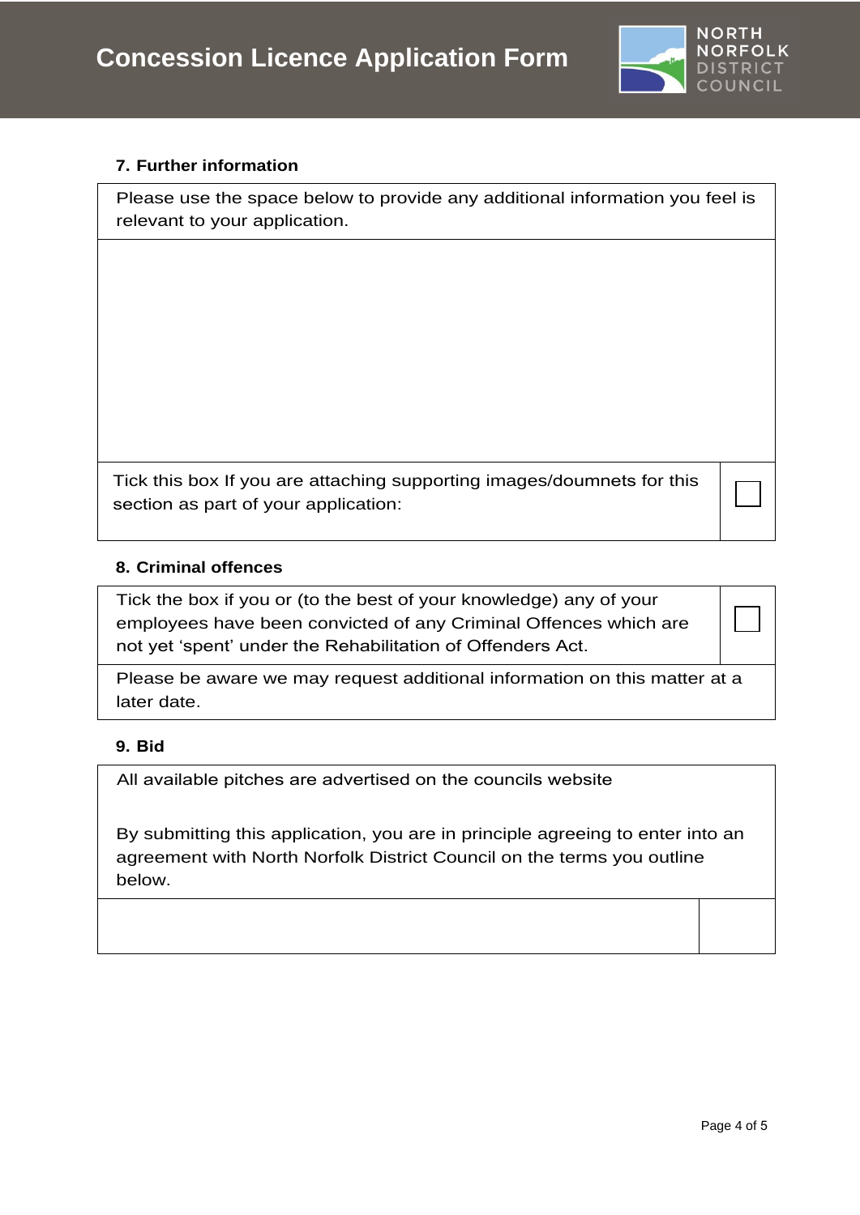# Concession Licence Application Form

### 7. Further information

| Please use the space below to provide any additional information you feel is relevant to your application. | |
|---|---|
| | |
| Tick this box If you are attaching supporting images/doumnets for this section as part of your application: | ☐ |

### 8. Criminal offences

| Tick the box if you or (to the best of your knowledge) any of your employees have been convicted of any Criminal Offences which are not yet 'spent' under the Rehabilitation of Offenders Act. | ☐ |
|---|---|
| Please be aware we may request additional information on this matter at a later date. | |

### 9. Bid

| All available pitches are advertised on the councils website<br><br>By submitting this application, you are in principle agreeing to enter into an agreement with North Norfolk District Council on the terms you outline below. | |
|---|---|
| | |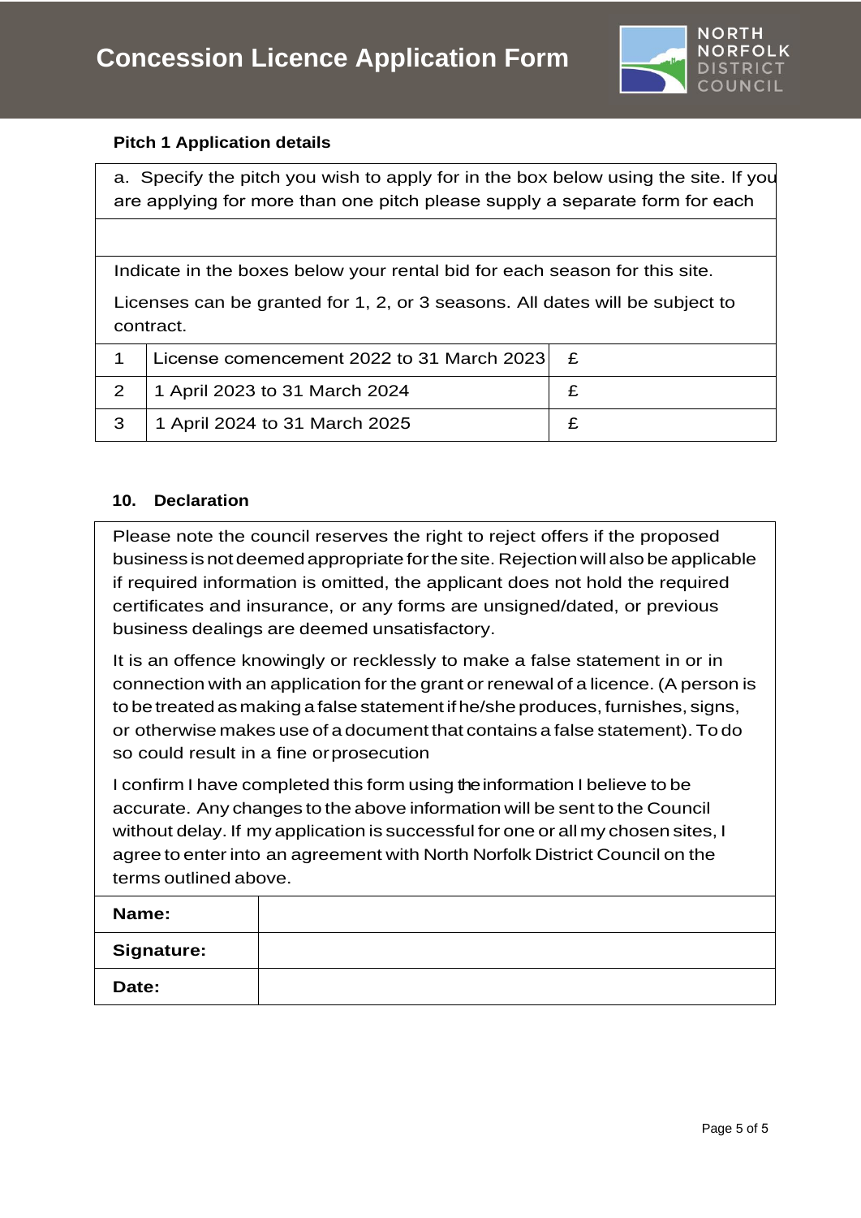# Concession Licence Application Form

### Pitch 1 Application details

a. Specify the pitch you wish to apply for in the box below using the site. If you are applying for more than one pitch please supply a separate form for each

Indicate in the boxes below your rental bid for each season for this site.

Licenses can be granted for 1, 2, or 3 seasons. All dates will be subject to contract.

| | | |
|---|---|---|
| 1 | License comencement 2022 to 31 March 2023 | £ |
| 2 | 1 April 2023 to 31 March 2024 | £ |
| 3 | 1 April 2024 to 31 March 2025 | £ |

### 10. Declaration

Please note the council reserves the right to reject offers if the proposed business is not deemed appropriate for the site. Rejection will also be applicable if required information is omitted, the applicant does not hold the required certificates and insurance, or any forms are unsigned/dated, or previous business dealings are deemed unsatisfactory.

It is an offence knowingly or recklessly to make a false statement in or in connection with an application for the grant or renewal of a licence. (A person is to be treated as making a false statement if he/she produces, furnishes, signs, or otherwise makes use of a document that contains a false statement). To do so could result in a fine or prosecution

I confirm I have completed this form using the information I believe to be accurate. Any changes to the above information will be sent to the Council without delay. If my application is successful for one or all my chosen sites, I agree to enter into an agreement with North Norfolk District Council on the terms outlined above.

| | |
|---|---|
| **Name:** | |
| **Signature:** | |
| **Date:** | |